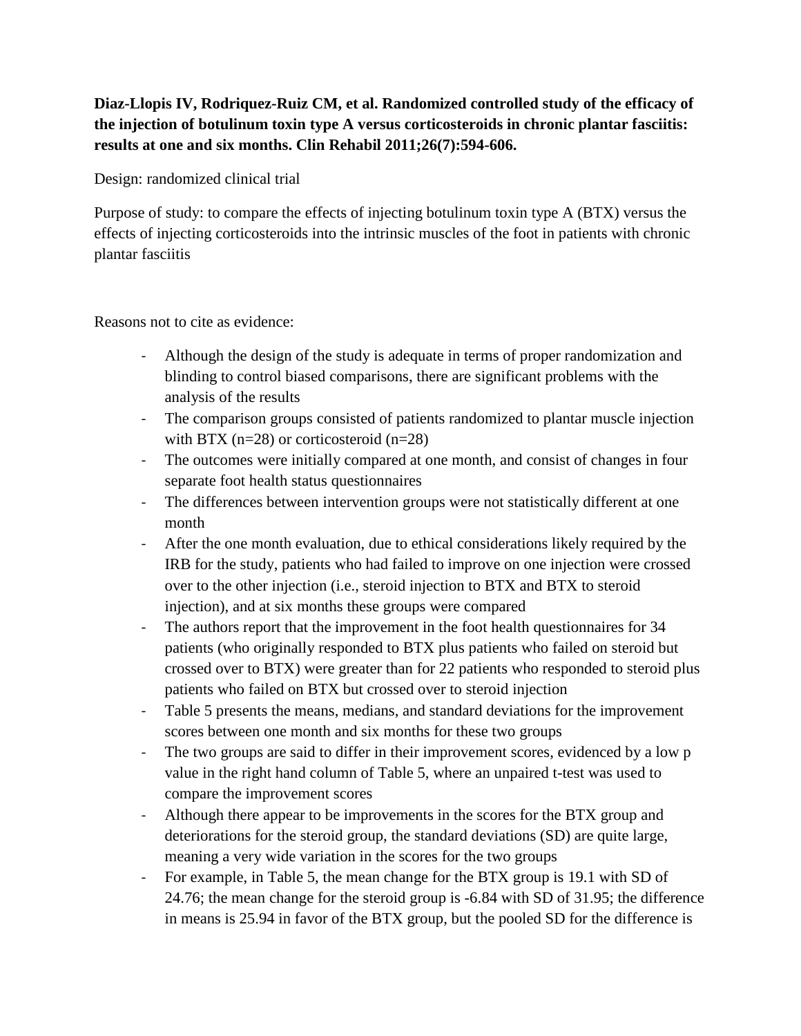**Diaz-Llopis IV, Rodriquez-Ruiz CM, et al. Randomized controlled study of the efficacy of the injection of botulinum toxin type A versus corticosteroids in chronic plantar fasciitis: results at one and six months. Clin Rehabil 2011;26(7):594-606.**

Design: randomized clinical trial

Purpose of study: to compare the effects of injecting botulinum toxin type A (BTX) versus the effects of injecting corticosteroids into the intrinsic muscles of the foot in patients with chronic plantar fasciitis

Reasons not to cite as evidence:

- Although the design of the study is adequate in terms of proper randomization and blinding to control biased comparisons, there are significant problems with the analysis of the results
- The comparison groups consisted of patients randomized to plantar muscle injection with BTX (n=28) or corticosteroid (n=28)
- The outcomes were initially compared at one month, and consist of changes in four separate foot health status questionnaires
- The differences between intervention groups were not statistically different at one month
- After the one month evaluation, due to ethical considerations likely required by the IRB for the study, patients who had failed to improve on one injection were crossed over to the other injection (i.e., steroid injection to BTX and BTX to steroid injection), and at six months these groups were compared
- The authors report that the improvement in the foot health questionnaires for 34 patients (who originally responded to BTX plus patients who failed on steroid but crossed over to BTX) were greater than for 22 patients who responded to steroid plus patients who failed on BTX but crossed over to steroid injection
- Table 5 presents the means, medians, and standard deviations for the improvement scores between one month and six months for these two groups
- The two groups are said to differ in their improvement scores, evidenced by a low p value in the right hand column of Table 5, where an unpaired t-test was used to compare the improvement scores
- Although there appear to be improvements in the scores for the BTX group and deteriorations for the steroid group, the standard deviations (SD) are quite large, meaning a very wide variation in the scores for the two groups
- For example, in Table 5, the mean change for the BTX group is 19.1 with SD of 24.76; the mean change for the steroid group is -6.84 with SD of 31.95; the difference in means is 25.94 in favor of the BTX group, but the pooled SD for the difference is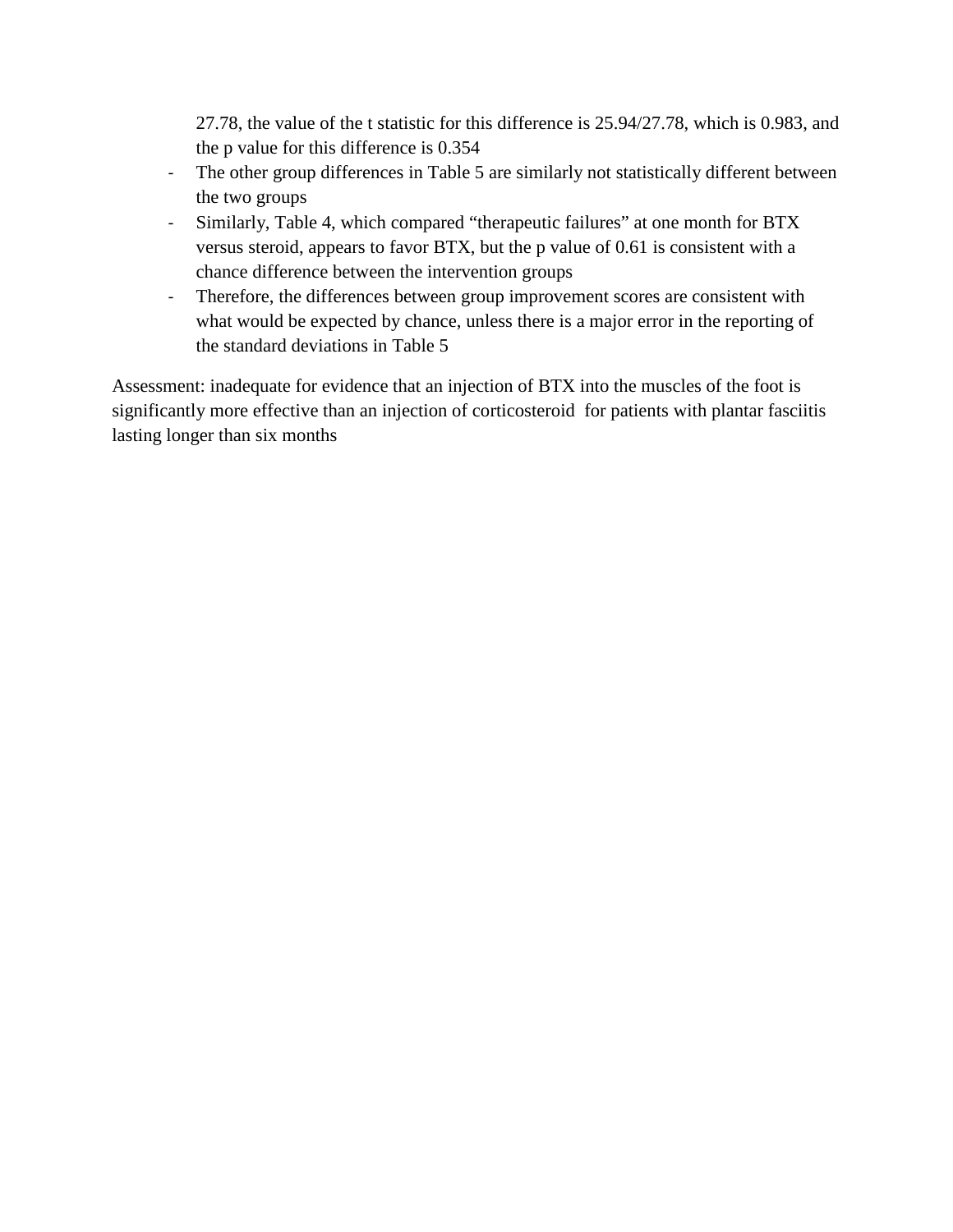27.78, the value of the t statistic for this difference is 25.94/27.78, which is 0.983, and the p value for this difference is 0.354

- The other group differences in Table 5 are similarly not statistically different between the two groups
- Similarly, Table 4, which compared “therapeutic failures” at one month for BTX versus steroid, appears to favor BTX, but the p value of 0.61 is consistent with a chance difference between the intervention groups
- Therefore, the differences between group improvement scores are consistent with what would be expected by chance, unless there is a major error in the reporting of the standard deviations in Table 5

Assessment: inadequate for evidence that an injection of BTX into the muscles of the foot is significantly more effective than an injection of corticosteroid for patients with plantar fasciitis lasting longer than six months